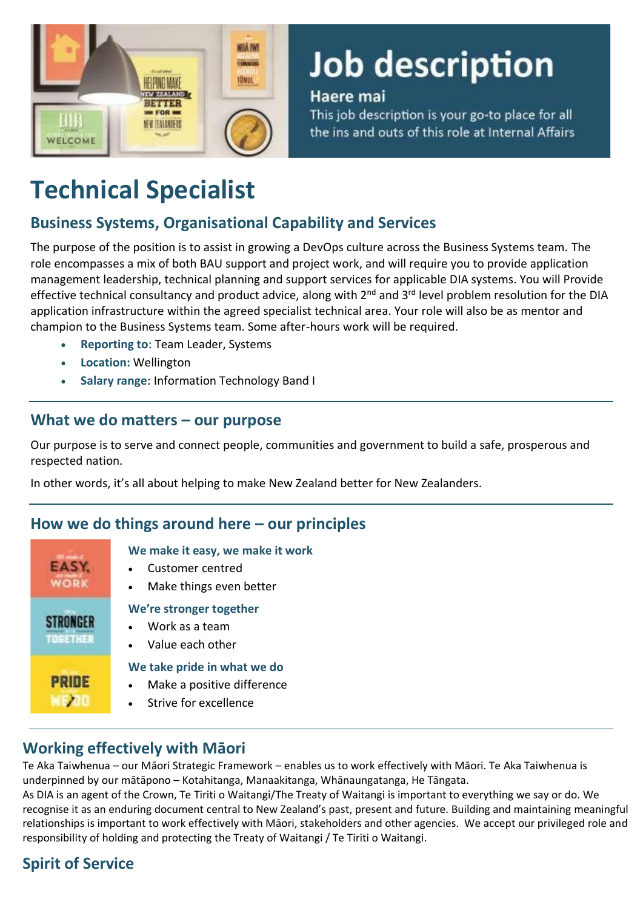# Job description

**Haere mai**

This job description is your go-to place for all the ins and outs of this role at Internal Affairs

# Technical Specialist

## Business Systems, Organisational Capability and Services

The purpose of the position is to assist in growing a DevOps culture across the Business Systems team. The role encompasses a mix of both BAU support and project work, and will require you to provide application management leadership, technical planning and support services for applicable DIA systems. You will Provide effective technical consultancy and product advice, along with 2nd and 3rd level problem resolution for the DIA application infrastructure within the agreed specialist technical area. Your role will also be as mentor and champion to the Business Systems team. Some after-hours work will be required.

- **Reporting to**: Team Leader, Systems
- **Location:** Wellington
- **Salary range**: Information Technology Band I

## What we do matters – our purpose

Our purpose is to serve and connect people, communities and government to build a safe, prosperous and respected nation.

In other words, it's all about helping to make New Zealand better for New Zealanders.

## How we do things around here – our principles

**We make it easy, we make it work**

- Customer centred
- Make things even better

**We're stronger together**

- Work as a team
- Value each other

**We take pride in what we do**

- Make a positive difference
- Strive for excellence

## Working effectively with Māori

Te Aka Taiwhenua – our Māori Strategic Framework – enables us to work effectively with Māori. Te Aka Taiwhenua is underpinned by our mātāpono – Kotahitanga, Manaakitanga, Whānaungatanga, He Tāngata.

As DIA is an agent of the Crown, Te Tiriti o Waitangi/The Treaty of Waitangi is important to everything we say or do. We recognise it as an enduring document central to New Zealand's past, present and future. Building and maintaining meaningful relationships is important to work effectively with Māori, stakeholders and other agencies. We accept our privileged role and responsibility of holding and protecting the Treaty of Waitangi / Te Tiriti o Waitangi.

## Spirit of Service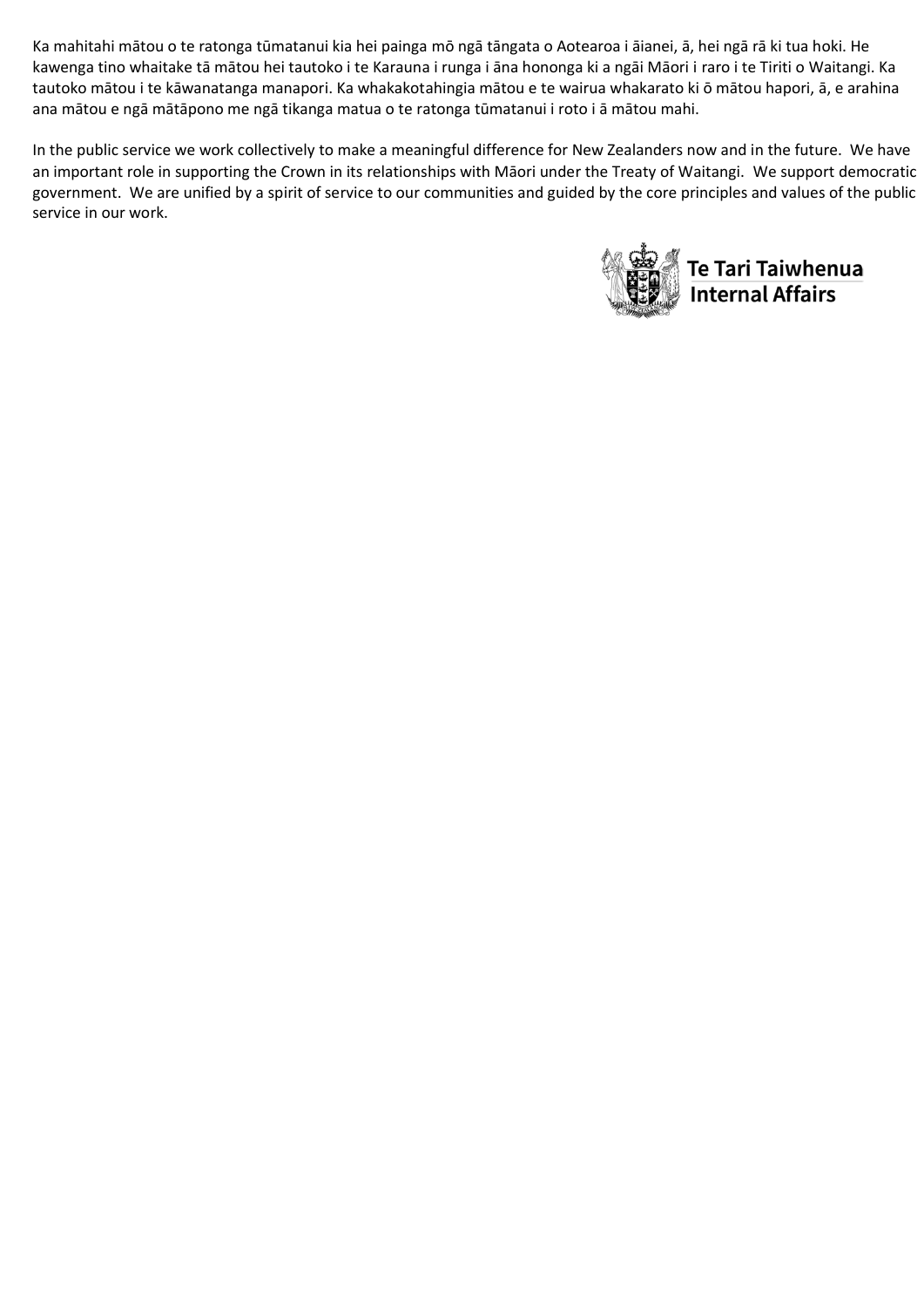Ka mahitahi mātou o te ratonga tūmatanui kia hei painga mō ngā tāngata o Aotearoa i āianei, ā, hei ngā rā ki tua hoki. He kawenga tino whaitake tā mātou hei tautoko i te Karauna i runga i āna hononga ki a ngāi Māori i raro i te Tiriti o Waitangi. Ka tautoko mātou i te kāwanatanga manapori. Ka whakakotahingia mātou e te wairua whakarato ki ō mātou hapori, ā, e arahina ana mātou e ngā mātāpono me ngā tikanga matua o te ratonga tūmatanui i roto i ā mātou mahi.

In the public service we work collectively to make a meaningful difference for New Zealanders now and in the future. We have an important role in supporting the Crown in its relationships with Māori under the Treaty of Waitangi. We support democratic government. We are unified by a spirit of service to our communities and guided by the core principles and values of the public service in our work.

Te Tari Taiwhenua
Internal Affairs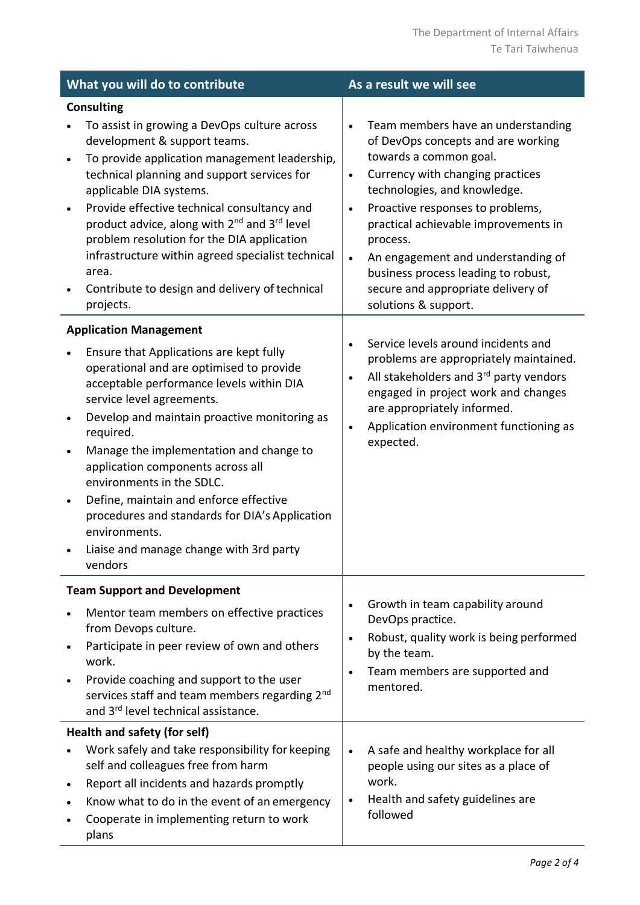| What you will do to contribute | As a result we will see |
|---|---|
| **Consulting**<br>• To assist in growing a DevOps culture across development & support teams.<br>• To provide application management leadership, technical planning and support services for applicable DIA systems.<br>• Provide effective technical consultancy and product advice, along with 2nd and 3rd level problem resolution for the DIA application infrastructure within agreed specialist technical area.<br>• Contribute to design and delivery of technical projects. | • Team members have an understanding of DevOps concepts and are working towards a common goal.<br>• Currency with changing practices technologies, and knowledge.<br>• Proactive responses to problems, practical achievable improvements in process.<br>• An engagement and understanding of business process leading to robust, secure and appropriate delivery of solutions & support. |
| **Application Management**<br>• Ensure that Applications are kept fully operational and are optimised to provide acceptable performance levels within DIA service level agreements.<br>• Develop and maintain proactive monitoring as required.<br>• Manage the implementation and change to application components across all environments in the SDLC.<br>• Define, maintain and enforce effective procedures and standards for DIA's Application environments.<br>• Liaise and manage change with 3rd party vendors | • Service levels around incidents and problems are appropriately maintained.<br>• All stakeholders and 3rd party vendors engaged in project work and changes are appropriately informed.<br>• Application environment functioning as expected. |
| **Team Support and Development**<br>• Mentor team members on effective practices from Devops culture.<br>• Participate in peer review of own and others work.<br>• Provide coaching and support to the user services staff and team members regarding 2nd and 3rd level technical assistance. | • Growth in team capability around DevOps practice.<br>• Robust, quality work is being performed by the team.<br>• Team members are supported and mentored. |
| **Health and safety (for self)**<br>• Work safely and take responsibility for keeping self and colleagues free from harm<br>• Report all incidents and hazards promptly<br>• Know what to do in the event of an emergency<br>• Cooperate in implementing return to work plans | • A safe and healthy workplace for all people using our sites as a place of work.<br>• Health and safety guidelines are followed |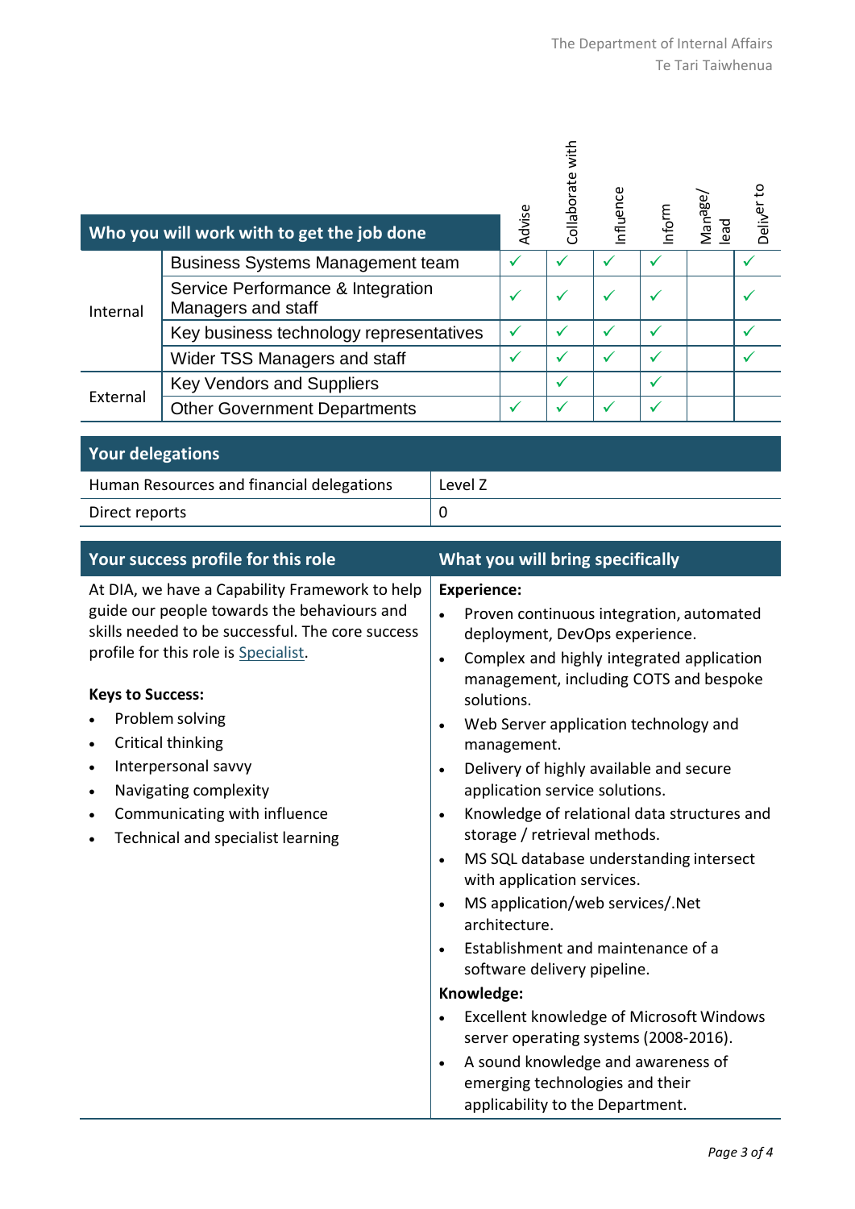| Who you will work with to get the job done | | Advise | Collaborate with | Influence | Inform | Manage/ lead | Deliver to |
|---|---|---|---|---|---|---|---|
| Internal | Business Systems Management team | ✓ | ✓ | ✓ | ✓ | | ✓ |
| | Service Performance & Integration Managers and staff | ✓ | ✓ | ✓ | ✓ | | ✓ |
| | Key business technology representatives | ✓ | ✓ | ✓ | ✓ | | ✓ |
| | Wider TSS Managers and staff | ✓ | ✓ | ✓ | ✓ | | ✓ |
| External | Key Vendors and Suppliers | | ✓ | | ✓ | | |
| | Other Government Departments | ✓ | ✓ | ✓ | ✓ | | |

| Your delegations | |
|---|---|
| Human Resources and financial delegations | Level Z |
| Direct reports | 0 |

## Your success profile for this role

At DIA, we have a Capability Framework to help guide our people towards the behaviours and skills needed to be successful. The core success profile for this role is Specialist.

**Keys to Success:**

- Problem solving
- Critical thinking
- Interpersonal savvy
- Navigating complexity
- Communicating with influence
- Technical and specialist learning

## What you will bring specifically

**Experience:**

- Proven continuous integration, automated deployment, DevOps experience.
- Complex and highly integrated application management, including COTS and bespoke solutions.
- Web Server application technology and management.
- Delivery of highly available and secure application service solutions.
- Knowledge of relational data structures and storage / retrieval methods.
- MS SQL database understanding intersect with application services.
- MS application/web services/.Net architecture.
- Establishment and maintenance of a software delivery pipeline.

**Knowledge:**

- Excellent knowledge of Microsoft Windows server operating systems (2008-2016).
- A sound knowledge and awareness of emerging technologies and their applicability to the Department.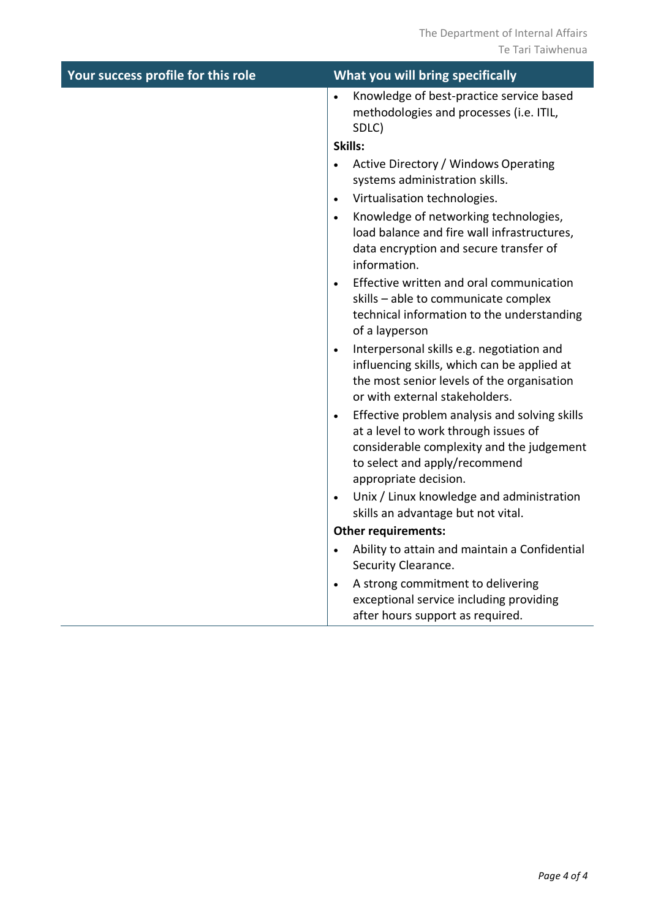| Your success profile for this role | What you will bring specifically |
| --- | --- |
| | • Knowledge of best-practice service based methodologies and processes (i.e. ITIL, SDLC)<br>**Skills:**<br>• Active Directory / Windows Operating systems administration skills.<br>• Virtualisation technologies.<br>• Knowledge of networking technologies, load balance and fire wall infrastructures, data encryption and secure transfer of information.<br>• Effective written and oral communication skills – able to communicate complex technical information to the understanding of a layperson<br>• Interpersonal skills e.g. negotiation and influencing skills, which can be applied at the most senior levels of the organisation or with external stakeholders.<br>• Effective problem analysis and solving skills at a level to work through issues of considerable complexity and the judgement to select and apply/recommend appropriate decision.<br>• Unix / Linux knowledge and administration skills an advantage but not vital.<br>**Other requirements:**<br>• Ability to attain and maintain a Confidential Security Clearance.<br>• A strong commitment to delivering exceptional service including providing after hours support as required. |